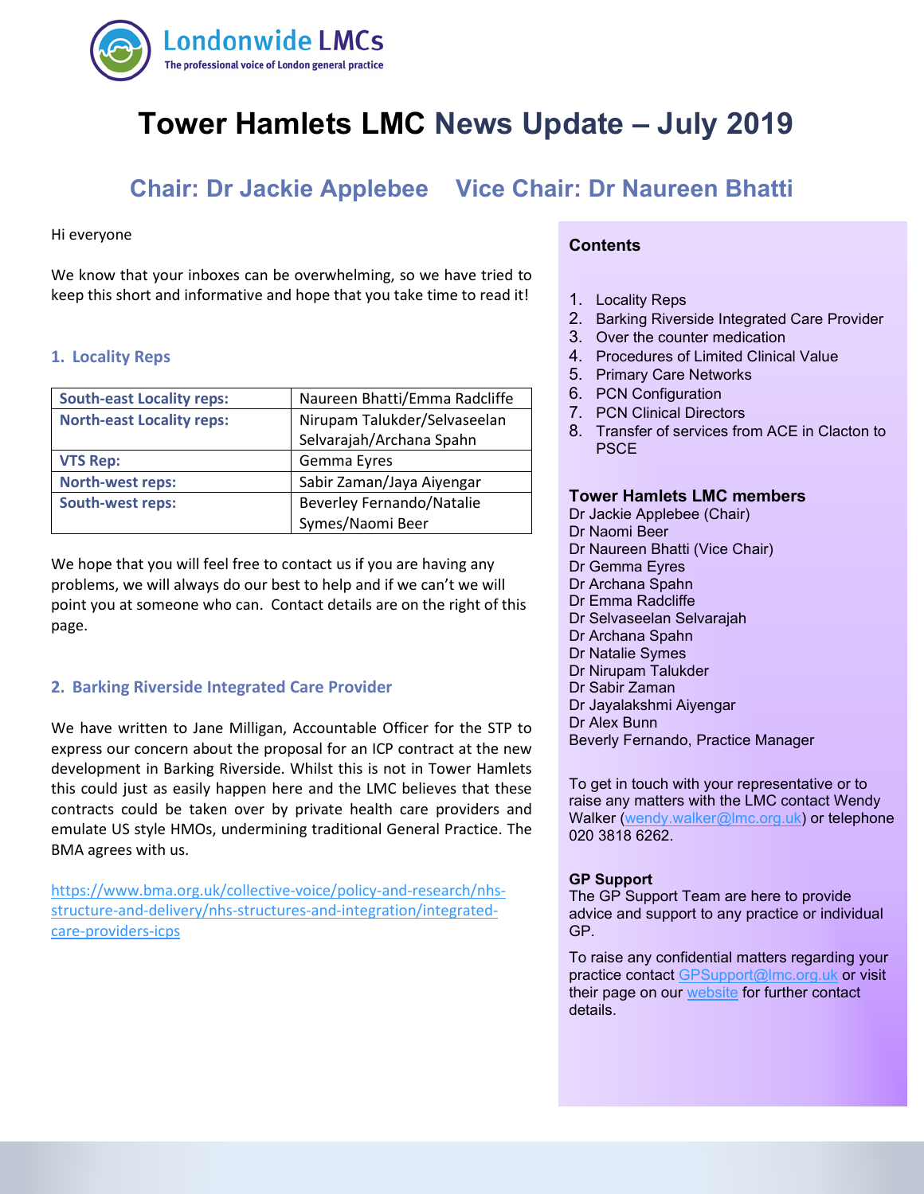Londonwide LMCs
The professional voice of London general practice

# Tower Hamlets LMC News Update – July 2019

## Chair: Dr Jackie Applebee    Vice Chair: Dr Naureen Bhatti

Hi everyone

We know that your inboxes can be overwhelming, so we have tried to keep this short and informative and hope that you take time to read it!

### 1. Locality Reps

| South-east Locality reps: | Naureen Bhatti/Emma Radcliffe |
|---|---|
| North-east Locality reps: | Nirupam Talukder/Selvaseelan Selvarajah/Archana Spahn |
| VTS Rep: | Gemma Eyres |
| North-west reps: | Sabir Zaman/Jaya Aiyengar |
| South-west reps: | Beverley Fernando/Natalie Symes/Naomi Beer |

We hope that you will feel free to contact us if you are having any problems, we will always do our best to help and if we can't we will point you at someone who can. Contact details are on the right of this page.

### 2. Barking Riverside Integrated Care Provider

We have written to Jane Milligan, Accountable Officer for the STP to express our concern about the proposal for an ICP contract at the new development in Barking Riverside. Whilst this is not in Tower Hamlets this could just as easily happen here and the LMC believes that these contracts could be taken over by private health care providers and emulate US style HMOs, undermining traditional General Practice. The BMA agrees with us.

https://www.bma.org.uk/collective-voice/policy-and-research/nhs-structure-and-delivery/nhs-structures-and-integration/integrated-care-providers-icps

**Contents**

1. Locality Reps
2. Barking Riverside Integrated Care Provider
3. Over the counter medication
4. Procedures of Limited Clinical Value
5. Primary Care Networks
6. PCN Configuration
7. PCN Clinical Directors
8. Transfer of services from ACE in Clacton to PSCE

**Tower Hamlets LMC members**

Dr Jackie Applebee (Chair)
Dr Naomi Beer
Dr Naureen Bhatti (Vice Chair)
Dr Gemma Eyres
Dr Archana Spahn
Dr Emma Radcliffe
Dr Selvaseelan Selvarajah
Dr Archana Spahn
Dr Natalie Symes
Dr Nirupam Talukder
Dr Sabir Zaman
Dr Jayalakshmi Aiyengar
Dr Alex Bunn
Beverly Fernando, Practice Manager

To get in touch with your representative or to raise any matters with the LMC contact Wendy Walker (wendy.walker@lmc.org.uk) or telephone 020 3818 6262.

**GP Support**

The GP Support Team are here to provide advice and support to any practice or individual GP.

To raise any confidential matters regarding your practice contact GPSupport@lmc.org.uk or visit their page on our website for further contact details.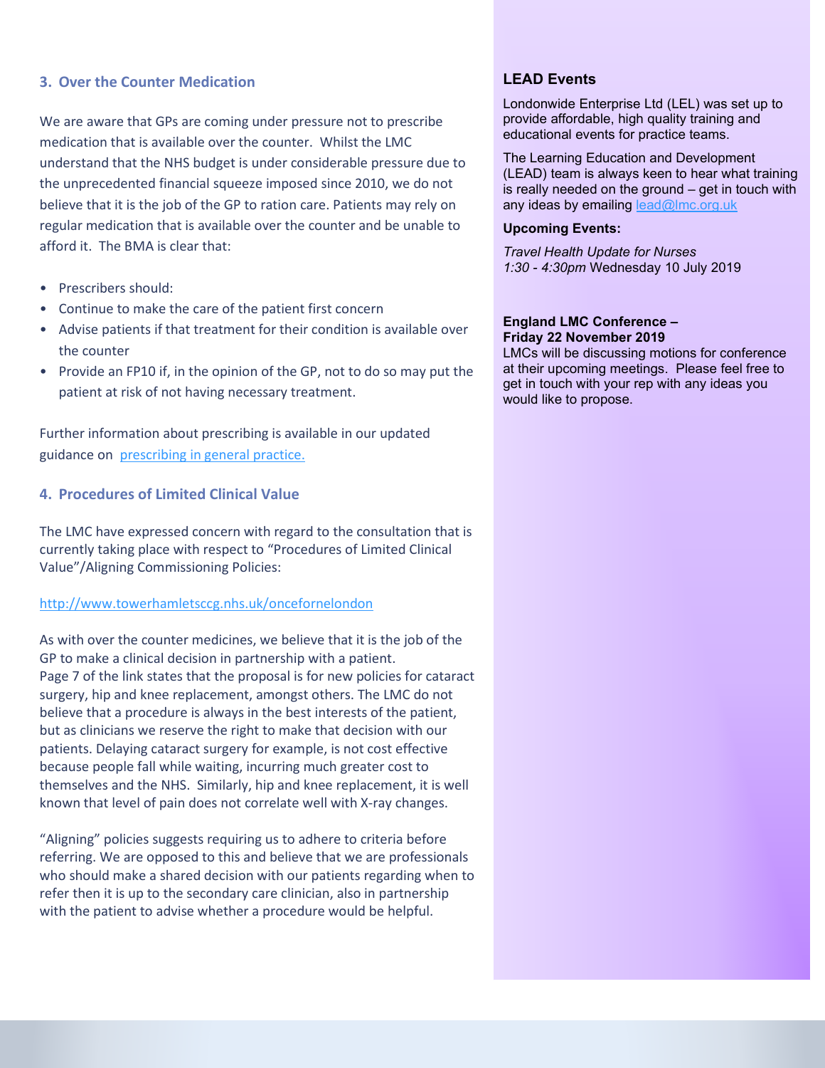## 3. Over the Counter Medication

We are aware that GPs are coming under pressure not to prescribe medication that is available over the counter. Whilst the LMC understand that the NHS budget is under considerable pressure due to the unprecedented financial squeeze imposed since 2010, we do not believe that it is the job of the GP to ration care. Patients may rely on regular medication that is available over the counter and be unable to afford it. The BMA is clear that:

- Prescribers should:
- Continue to make the care of the patient first concern
- Advise patients if that treatment for their condition is available over the counter
- Provide an FP10 if, in the opinion of the GP, not to do so may put the patient at risk of not having necessary treatment.

Further information about prescribing is available in our updated guidance on [prescribing in general practice.](prescribing in general practice.)

## 4. Procedures of Limited Clinical Value

The LMC have expressed concern with regard to the consultation that is currently taking place with respect to "Procedures of Limited Clinical Value"/Aligning Commissioning Policies:

[http://www.towerhamletsccg.nhs.uk/oncefornelondon](http://www.towerhamletsccg.nhs.uk/oncefornelondon)

As with over the counter medicines, we believe that it is the job of the GP to make a clinical decision in partnership with a patient.
Page 7 of the link states that the proposal is for new policies for cataract surgery, hip and knee replacement, amongst others. The LMC do not believe that a procedure is always in the best interests of the patient, but as clinicians we reserve the right to make that decision with our patients. Delaying cataract surgery for example, is not cost effective because people fall while waiting, incurring much greater cost to themselves and the NHS. Similarly, hip and knee replacement, it is well known that level of pain does not correlate well with X-ray changes.

"Aligning" policies suggests requiring us to adhere to criteria before referring. We are opposed to this and believe that we are professionals who should make a shared decision with our patients regarding when to refer then it is up to the secondary care clinician, also in partnership with the patient to advise whether a procedure would be helpful.

### LEAD Events

Londonwide Enterprise Ltd (LEL) was set up to provide affordable, high quality training and educational events for practice teams.

The Learning Education and Development (LEAD) team is always keen to hear what training is really needed on the ground – get in touch with any ideas by emailing [lead@lmc.org.uk](mailto:lead@lmc.org.uk)

**Upcoming Events:**

*Travel Health Update for Nurses*
*1:30 - 4:30pm* Wednesday 10 July 2019

**England LMC Conference – Friday 22 November 2019**
LMCs will be discussing motions for conference at their upcoming meetings. Please feel free to get in touch with your rep with any ideas you would like to propose.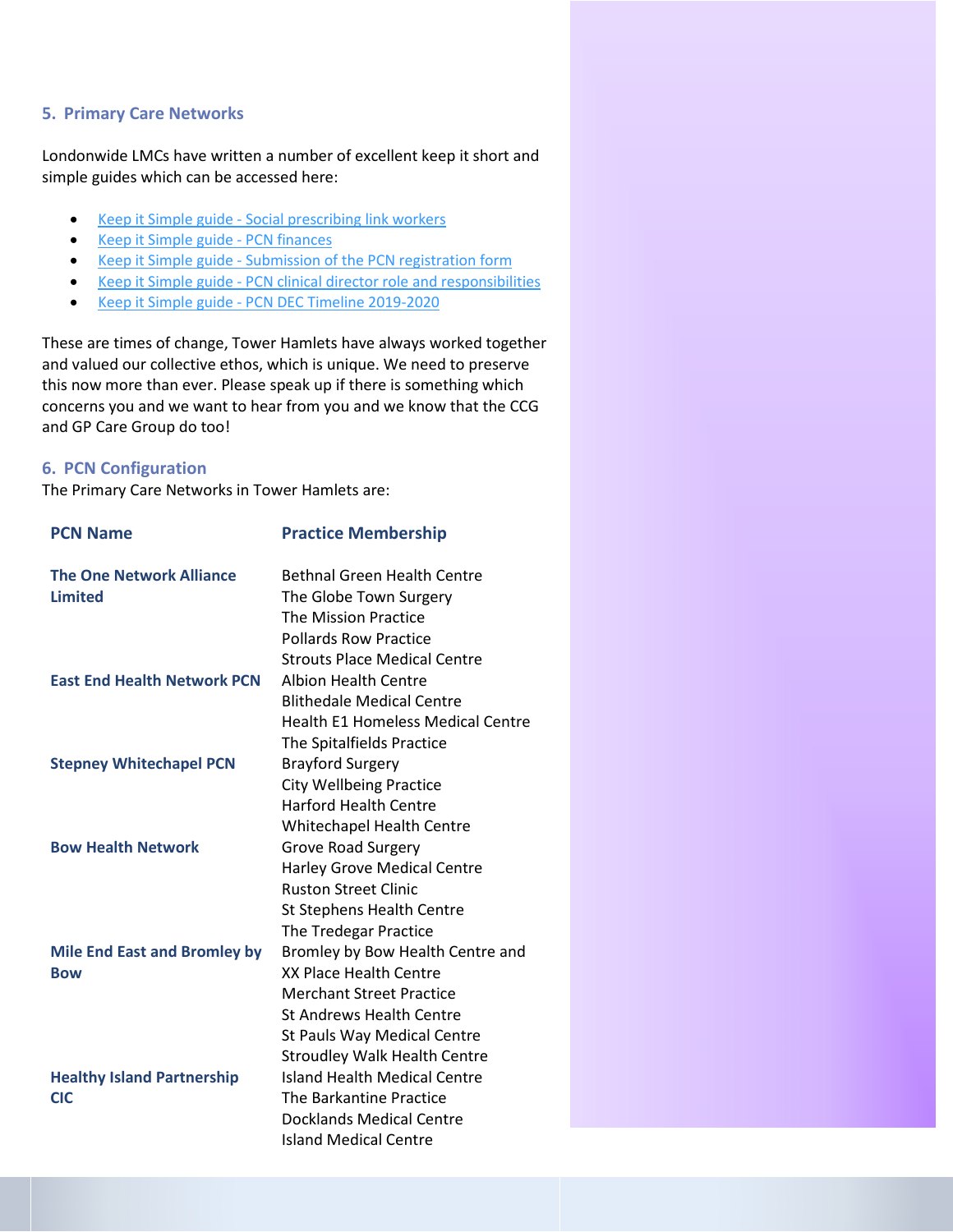## 5. Primary Care Networks

Londonwide LMCs have written a number of excellent keep it short and simple guides which can be accessed here:

- Keep it Simple guide - Social prescribing link workers
- Keep it Simple guide - PCN finances
- Keep it Simple guide - Submission of the PCN registration form
- Keep it Simple guide - PCN clinical director role and responsibilities
- Keep it Simple guide - PCN DEC Timeline 2019-2020

These are times of change, Tower Hamlets have always worked together and valued our collective ethos, which is unique. We need to preserve this now more than ever. Please speak up if there is something which concerns you and we want to hear from you and we know that the CCG and GP Care Group do too!

## 6. PCN Configuration

The Primary Care Networks in Tower Hamlets are:

| PCN Name | Practice Membership |
|---|---|
| **The One Network Alliance Limited** | Bethnal Green Health Centre<br>The Globe Town Surgery<br>The Mission Practice<br>Pollards Row Practice<br>Strouts Place Medical Centre |
| **East End Health Network PCN** | Albion Health Centre<br>Blithedale Medical Centre<br>Health E1 Homeless Medical Centre<br>The Spitalfields Practice |
| **Stepney Whitechapel PCN** | Brayford Surgery<br>City Wellbeing Practice<br>Harford Health Centre<br>Whitechapel Health Centre |
| **Bow Health Network** | Grove Road Surgery<br>Harley Grove Medical Centre<br>Ruston Street Clinic<br>St Stephens Health Centre<br>The Tredegar Practice |
| **Mile End East and Bromley by Bow** | Bromley by Bow Health Centre and XX Place Health Centre<br>Merchant Street Practice<br>St Andrews Health Centre<br>St Pauls Way Medical Centre<br>Stroudley Walk Health Centre |
| **Healthy Island Partnership CIC** | Island Health Medical Centre<br>The Barkantine Practice<br>Docklands Medical Centre<br>Island Medical Centre |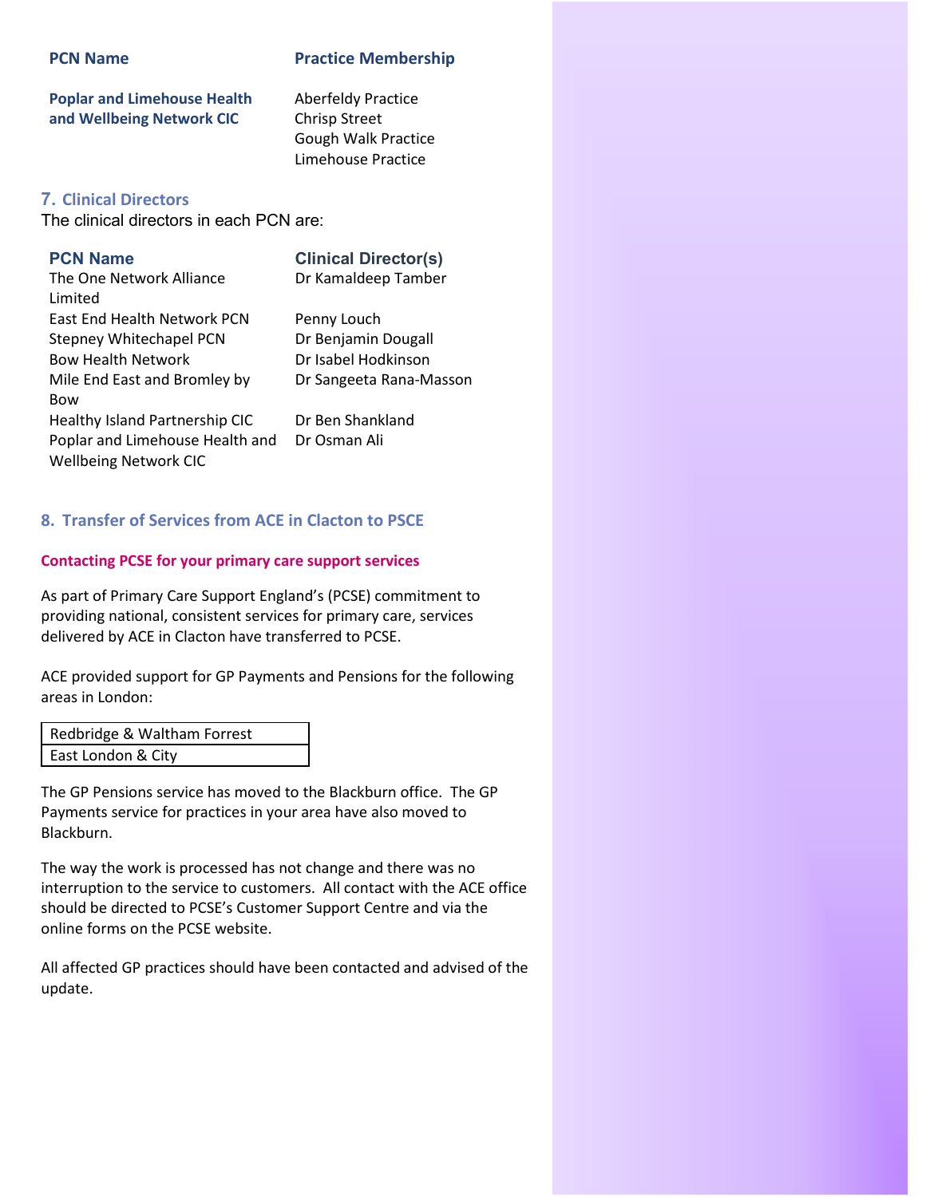| PCN Name | Practice Membership |
| --- | --- |
| **Poplar and Limehouse Health and Wellbeing Network CIC** | Aberfeldy Practice<br>Chrisp Street<br>Gough Walk Practice<br>Limehouse Practice |

## 7. Clinical Directors

The clinical directors in each PCN are:

| PCN Name | Clinical Director(s) |
| --- | --- |
| The One Network Alliance Limited | Dr Kamaldeep Tamber |
| East End Health Network PCN | Penny Louch |
| Stepney Whitechapel PCN | Dr Benjamin Dougall |
| Bow Health Network | Dr Isabel Hodkinson |
| Mile End East and Bromley by Bow | Dr Sangeeta Rana-Masson |
| Healthy Island Partnership CIC | Dr Ben Shankland |
| Poplar and Limehouse Health and Wellbeing Network CIC | Dr Osman Ali |

## 8. Transfer of Services from ACE in Clacton to PSCE

### Contacting PCSE for your primary care support services

As part of Primary Care Support England's (PCSE) commitment to providing national, consistent services for primary care, services delivered by ACE in Clacton have transferred to PCSE.

ACE provided support for GP Payments and Pensions for the following areas in London:

| Redbridge & Waltham Forrest |
| --- |
| East London & City |

The GP Pensions service has moved to the Blackburn office. The GP Payments service for practices in your area have also moved to Blackburn.

The way the work is processed has not change and there was no interruption to the service to customers. All contact with the ACE office should be directed to PCSE's Customer Support Centre and via the online forms on the PCSE website.

All affected GP practices should have been contacted and advised of the update.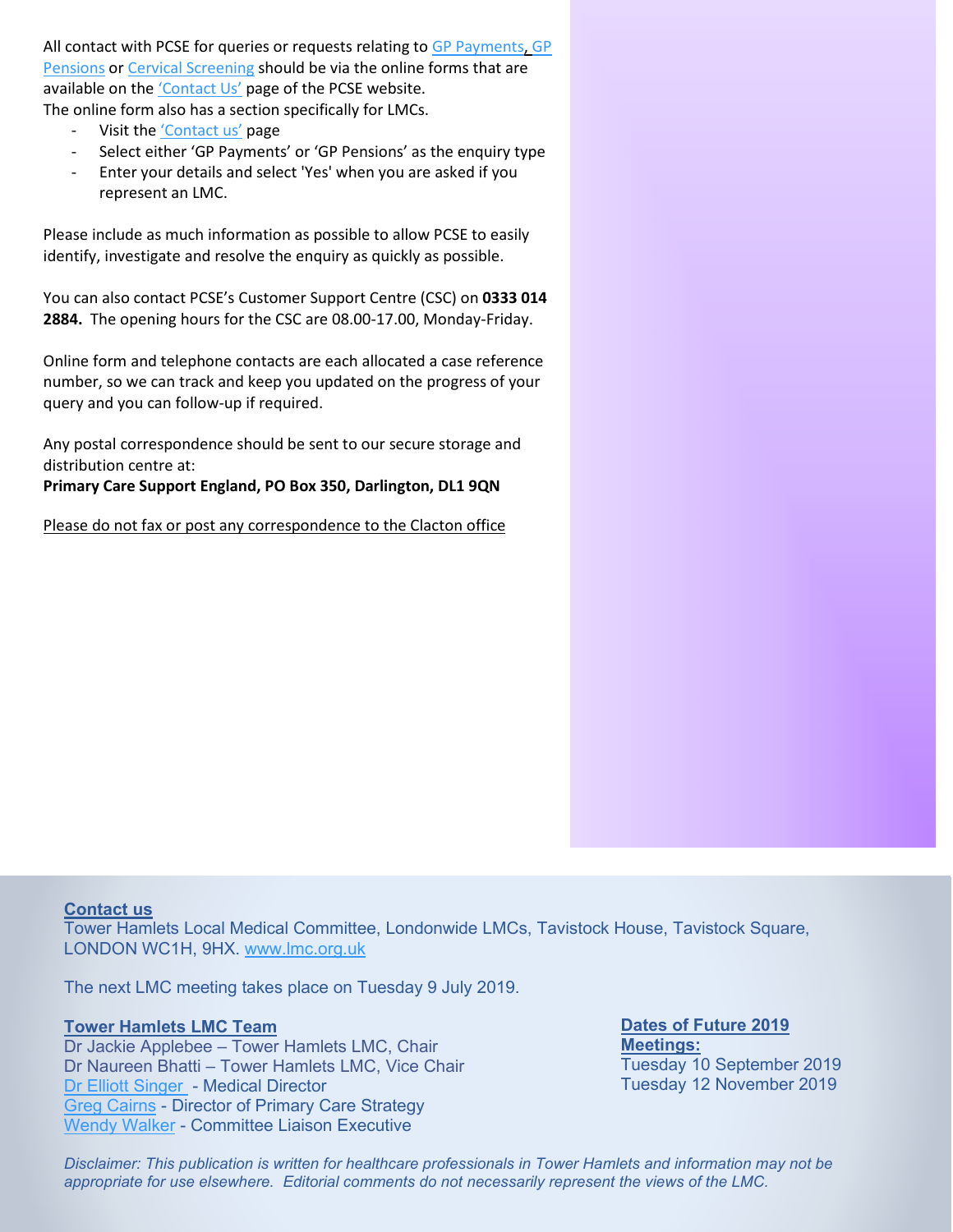All contact with PCSE for queries or requests relating to GP Payments, GP Pensions or Cervical Screening should be via the online forms that are available on the 'Contact Us' page of the PCSE website.
The online form also has a section specifically for LMCs.

- Visit the 'Contact us' page
- Select either 'GP Payments' or 'GP Pensions' as the enquiry type
- Enter your details and select 'Yes' when you are asked if you represent an LMC.

Please include as much information as possible to allow PCSE to easily identify, investigate and resolve the enquiry as quickly as possible.

You can also contact PCSE's Customer Support Centre (CSC) on **0333 014 2884.** The opening hours for the CSC are 08.00-17.00, Monday-Friday.

Online form and telephone contacts are each allocated a case reference number, so we can track and keep you updated on the progress of your query and you can follow-up if required.

Any postal correspondence should be sent to our secure storage and distribution centre at:
**Primary Care Support England, PO Box 350, Darlington, DL1 9QN**

<u>Please do not fax or post any correspondence to the Clacton office</u>

**Contact us**
Tower Hamlets Local Medical Committee, Londonwide LMCs, Tavistock House, Tavistock Square, LONDON WC1H, 9HX. www.lmc.org.uk

The next LMC meeting takes place on Tuesday 9 July 2019.

**Tower Hamlets LMC Team**
Dr Jackie Applebee – Tower Hamlets LMC, Chair
Dr Naureen Bhatti – Tower Hamlets LMC, Vice Chair
Dr Elliott Singer - Medical Director
Greg Cairns - Director of Primary Care Strategy
Wendy Walker - Committee Liaison Executive

**Dates of Future 2019 Meetings:**
Tuesday 10 September 2019
Tuesday 12 November 2019

*Disclaimer: This publication is written for healthcare professionals in Tower Hamlets and information may not be appropriate for use elsewhere. Editorial comments do not necessarily represent the views of the LMC.*